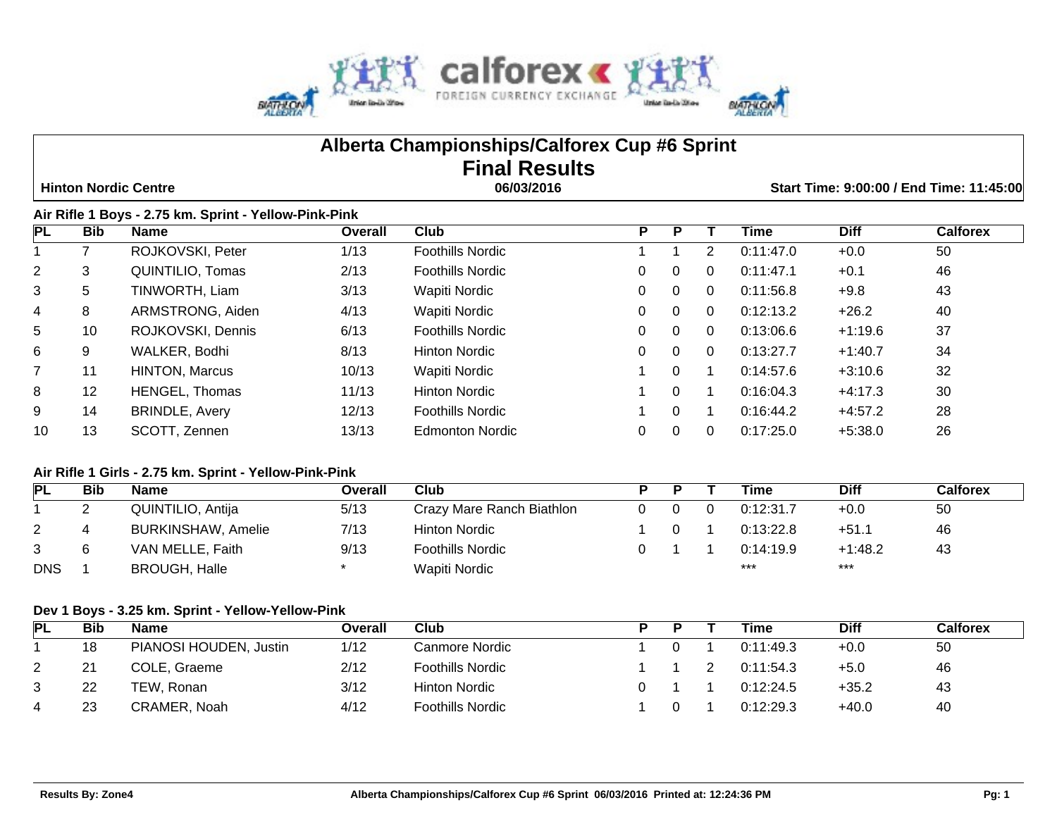# Alberta Championships/Calforex Cup #6 Sprint

## Final Results

**Hinton Nordic Centre** | **06/03/2016** | **Start Time: 9:00:00 / End Time: 11:45:00**

### Air Rifle 1 Boys - 2.75 km. Sprint - Yellow-Pink-Pink

| PL | Bib | Name | Overall | Club | P | P | T | Time | Diff | Calforex |
|---|---|---|---|---|---|---|---|---|---|---|
| 1 | 7 | ROJKOVSKI, Peter | 1/13 | Foothills Nordic | 1 | 1 | 2 | 0:11:47.0 | +0.0 | 50 |
| 2 | 3 | QUINTILIO, Tomas | 2/13 | Foothills Nordic | 0 | 0 | 0 | 0:11:47.1 | +0.1 | 46 |
| 3 | 5 | TINWORTH, Liam | 3/13 | Wapiti Nordic | 0 | 0 | 0 | 0:11:56.8 | +9.8 | 43 |
| 4 | 8 | ARMSTRONG, Aiden | 4/13 | Wapiti Nordic | 0 | 0 | 0 | 0:12:13.2 | +26.2 | 40 |
| 5 | 10 | ROJKOVSKI, Dennis | 6/13 | Foothills Nordic | 0 | 0 | 0 | 0:13:06.6 | +1:19.6 | 37 |
| 6 | 9 | WALKER, Bodhi | 8/13 | Hinton Nordic | 0 | 0 | 0 | 0:13:27.7 | +1:40.7 | 34 |
| 7 | 11 | HINTON, Marcus | 10/13 | Wapiti Nordic | 1 | 0 | 1 | 0:14:57.6 | +3:10.6 | 32 |
| 8 | 12 | HENGEL, Thomas | 11/13 | Hinton Nordic | 1 | 0 | 1 | 0:16:04.3 | +4:17.3 | 30 |
| 9 | 14 | BRINDLE, Avery | 12/13 | Foothills Nordic | 1 | 0 | 1 | 0:16:44.2 | +4:57.2 | 28 |
| 10 | 13 | SCOTT, Zennen | 13/13 | Edmonton Nordic | 0 | 0 | 0 | 0:17:25.0 | +5:38.0 | 26 |

### Air Rifle 1 Girls - 2.75 km. Sprint - Yellow-Pink-Pink

| PL | Bib | Name | Overall | Club | P | P | T | Time | Diff | Calforex |
|---|---|---|---|---|---|---|---|---|---|---|
| 1 | 2 | QUINTILIO, Antija | 5/13 | Crazy Mare Ranch Biathlon | 0 | 0 | 0 | 0:12:31.7 | +0.0 | 50 |
| 2 | 4 | BURKINSHAW, Amelie | 7/13 | Hinton Nordic | 1 | 0 | 1 | 0:13:22.8 | +51.1 | 46 |
| 3 | 6 | VAN MELLE, Faith | 9/13 | Foothills Nordic | 0 | 1 | 1 | 0:14:19.9 | +1:48.2 | 43 |
| DNS | 1 | BROUGH, Halle | * | Wapiti Nordic | | | | *** | *** | |

### Dev 1 Boys - 3.25 km. Sprint - Yellow-Yellow-Pink

| PL | Bib | Name | Overall | Club | P | P | T | Time | Diff | Calforex |
|---|---|---|---|---|---|---|---|---|---|---|
| 1 | 18 | PIANOSI HOUDEN, Justin | 1/12 | Canmore Nordic | 1 | 0 | 1 | 0:11:49.3 | +0.0 | 50 |
| 2 | 21 | COLE, Graeme | 2/12 | Foothills Nordic | 1 | 1 | 2 | 0:11:54.3 | +5.0 | 46 |
| 3 | 22 | TEW, Ronan | 3/12 | Hinton Nordic | 0 | 1 | 1 | 0:12:24.5 | +35.2 | 43 |
| 4 | 23 | CRAMER, Noah | 4/12 | Foothills Nordic | 1 | 0 | 1 | 0:12:29.3 | +40.0 | 40 |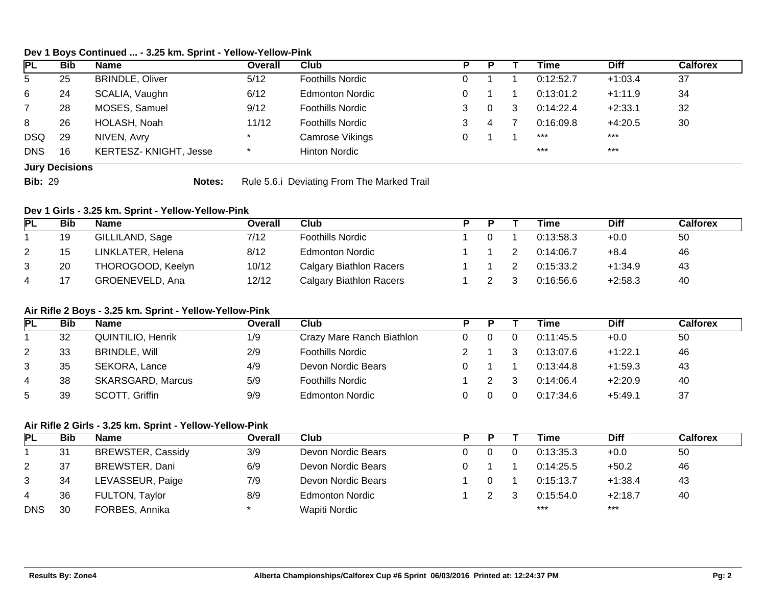### Dev 1 Boys Continued ... - 3.25 km. Sprint - Yellow-Yellow-Pink

| PL | Bib | Name | Overall | Club | P | P | T | Time | Diff | Calforex |
|---|---|---|---|---|---|---|---|---|---|---|
| 5 | 25 | BRINDLE, Oliver | 5/12 | Foothills Nordic | 0 | 1 | 1 | 0:12:52.7 | +1:03.4 | 37 |
| 6 | 24 | SCALIA, Vaughn | 6/12 | Edmonton Nordic | 0 | 1 | 1 | 0:13:01.2 | +1:11.9 | 34 |
| 7 | 28 | MOSES, Samuel | 9/12 | Foothills Nordic | 3 | 0 | 3 | 0:14:22.4 | +2:33.1 | 32 |
| 8 | 26 | HOLASH, Noah | 11/12 | Foothills Nordic | 3 | 4 | 7 | 0:16:09.8 | +4:20.5 | 30 |
| DSQ | 29 | NIVEN, Avry | * | Camrose Vikings | 0 | 1 | 1 | *** | *** | |
| DNS | 16 | KERTESZ- KNIGHT, Jesse | * | Hinton Nordic | | | | *** | *** | |

**Jury Decisions**

**Bib:** 29 **Notes:** Rule 5.6.i Deviating From The Marked Trail

### Dev 1 Girls - 3.25 km. Sprint - Yellow-Yellow-Pink

| PL | Bib | Name | Overall | Club | P | P | T | Time | Diff | Calforex |
|---|---|---|---|---|---|---|---|---|---|---|
| 1 | 19 | GILLILAND, Sage | 7/12 | Foothills Nordic | 1 | 0 | 1 | 0:13:58.3 | +0.0 | 50 |
| 2 | 15 | LINKLATER, Helena | 8/12 | Edmonton Nordic | 1 | 1 | 2 | 0:14:06.7 | +8.4 | 46 |
| 3 | 20 | THOROGOOD, Keelyn | 10/12 | Calgary Biathlon Racers | 1 | 1 | 2 | 0:15:33.2 | +1:34.9 | 43 |
| 4 | 17 | GROENEVELD, Ana | 12/12 | Calgary Biathlon Racers | 1 | 2 | 3 | 0:16:56.6 | +2:58.3 | 40 |

### Air Rifle 2 Boys - 3.25 km. Sprint - Yellow-Yellow-Pink

| PL | Bib | Name | Overall | Club | P | P | T | Time | Diff | Calforex |
|---|---|---|---|---|---|---|---|---|---|---|
| 1 | 32 | QUINTILIO, Henrik | 1/9 | Crazy Mare Ranch Biathlon | 0 | 0 | 0 | 0:11:45.5 | +0.0 | 50 |
| 2 | 33 | BRINDLE, Will | 2/9 | Foothills Nordic | 2 | 1 | 3 | 0:13:07.6 | +1:22.1 | 46 |
| 3 | 35 | SEKORA, Lance | 4/9 | Devon Nordic Bears | 0 | 1 | 1 | 0:13:44.8 | +1:59.3 | 43 |
| 4 | 38 | SKARSGARD, Marcus | 5/9 | Foothills Nordic | 1 | 2 | 3 | 0:14:06.4 | +2:20.9 | 40 |
| 5 | 39 | SCOTT, Griffin | 9/9 | Edmonton Nordic | 0 | 0 | 0 | 0:17:34.6 | +5:49.1 | 37 |

### Air Rifle 2 Girls - 3.25 km. Sprint - Yellow-Yellow-Pink

| PL | Bib | Name | Overall | Club | P | P | T | Time | Diff | Calforex |
|---|---|---|---|---|---|---|---|---|---|---|
| 1 | 31 | BREWSTER, Cassidy | 3/9 | Devon Nordic Bears | 0 | 0 | 0 | 0:13:35.3 | +0.0 | 50 |
| 2 | 37 | BREWSTER, Dani | 6/9 | Devon Nordic Bears | 0 | 1 | 1 | 0:14:25.5 | +50.2 | 46 |
| 3 | 34 | LEVASSEUR, Paige | 7/9 | Devon Nordic Bears | 1 | 0 | 1 | 0:15:13.7 | +1:38.4 | 43 |
| 4 | 36 | FULTON, Taylor | 8/9 | Edmonton Nordic | 1 | 2 | 3 | 0:15:54.0 | +2:18.7 | 40 |
| DNS | 30 | FORBES, Annika | * | Wapiti Nordic | | | | *** | *** | |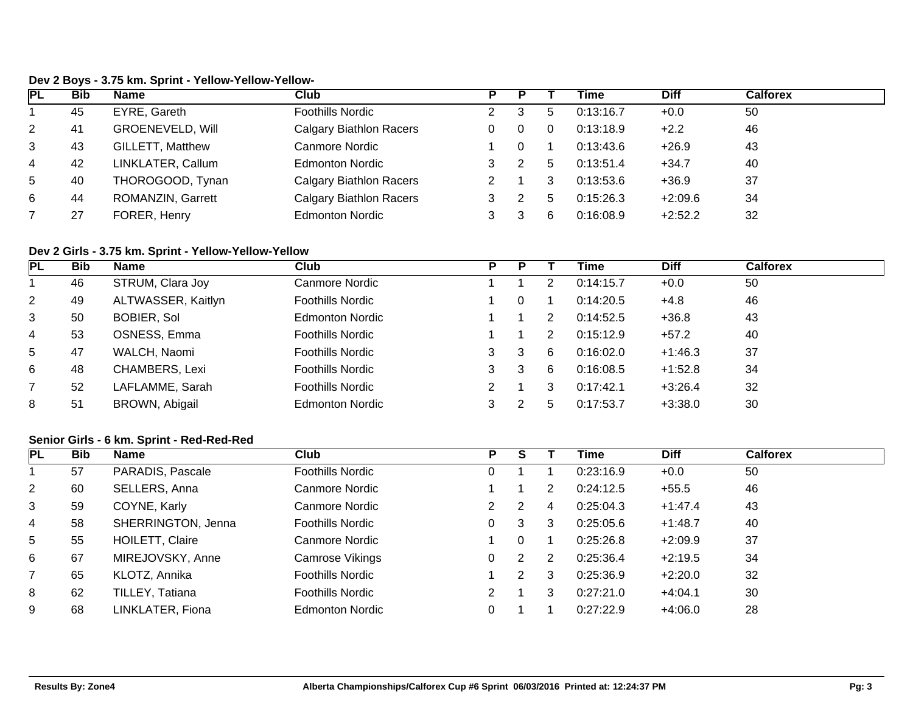**Dev 2 Boys - 3.75 km. Sprint - Yellow-Yellow-Yellow-**

| PL | Bib | Name | Club | P | P | T | Time | Diff | Calforex |
|---|---|---|---|---|---|---|---|---|---|
| 1 | 45 | EYRE, Gareth | Foothills Nordic | 2 | 3 | 5 | 0:13:16.7 | +0.0 | 50 |
| 2 | 41 | GROENEVELD, Will | Calgary Biathlon Racers | 0 | 0 | 0 | 0:13:18.9 | +2.2 | 46 |
| 3 | 43 | GILLETT, Matthew | Canmore Nordic | 1 | 0 | 1 | 0:13:43.6 | +26.9 | 43 |
| 4 | 42 | LINKLATER, Callum | Edmonton Nordic | 3 | 2 | 5 | 0:13:51.4 | +34.7 | 40 |
| 5 | 40 | THOROGOOD, Tynan | Calgary Biathlon Racers | 2 | 1 | 3 | 0:13:53.6 | +36.9 | 37 |
| 6 | 44 | ROMANZIN, Garrett | Calgary Biathlon Racers | 3 | 2 | 5 | 0:15:26.3 | +2:09.6 | 34 |
| 7 | 27 | FORER, Henry | Edmonton Nordic | 3 | 3 | 6 | 0:16:08.9 | +2:52.2 | 32 |

**Dev 2 Girls - 3.75 km. Sprint - Yellow-Yellow-Yellow**

| PL | Bib | Name | Club | P | P | T | Time | Diff | Calforex |
|---|---|---|---|---|---|---|---|---|---|
| 1 | 46 | STRUM, Clara Joy | Canmore Nordic | 1 | 1 | 2 | 0:14:15.7 | +0.0 | 50 |
| 2 | 49 | ALTWASSER, Kaitlyn | Foothills Nordic | 1 | 0 | 1 | 0:14:20.5 | +4.8 | 46 |
| 3 | 50 | BOBIER, Sol | Edmonton Nordic | 1 | 1 | 2 | 0:14:52.5 | +36.8 | 43 |
| 4 | 53 | OSNESS, Emma | Foothills Nordic | 1 | 1 | 2 | 0:15:12.9 | +57.2 | 40 |
| 5 | 47 | WALCH, Naomi | Foothills Nordic | 3 | 3 | 6 | 0:16:02.0 | +1:46.3 | 37 |
| 6 | 48 | CHAMBERS, Lexi | Foothills Nordic | 3 | 3 | 6 | 0:16:08.5 | +1:52.8 | 34 |
| 7 | 52 | LAFLAMME, Sarah | Foothills Nordic | 2 | 1 | 3 | 0:17:42.1 | +3:26.4 | 32 |
| 8 | 51 | BROWN, Abigail | Edmonton Nordic | 3 | 2 | 5 | 0:17:53.7 | +3:38.0 | 30 |

**Senior Girls - 6 km. Sprint - Red-Red-Red**

| PL | Bib | Name | Club | P | S | T | Time | Diff | Calforex |
|---|---|---|---|---|---|---|---|---|---|
| 1 | 57 | PARADIS, Pascale | Foothills Nordic | 0 | 1 | 1 | 0:23:16.9 | +0.0 | 50 |
| 2 | 60 | SELLERS, Anna | Canmore Nordic | 1 | 1 | 2 | 0:24:12.5 | +55.5 | 46 |
| 3 | 59 | COYNE, Karly | Canmore Nordic | 2 | 2 | 4 | 0:25:04.3 | +1:47.4 | 43 |
| 4 | 58 | SHERRINGTON, Jenna | Foothills Nordic | 0 | 3 | 3 | 0:25:05.6 | +1:48.7 | 40 |
| 5 | 55 | HOILETT, Claire | Canmore Nordic | 1 | 0 | 1 | 0:25:26.8 | +2:09.9 | 37 |
| 6 | 67 | MIREJOVSKY, Anne | Camrose Vikings | 0 | 2 | 2 | 0:25:36.4 | +2:19.5 | 34 |
| 7 | 65 | KLOTZ, Annika | Foothills Nordic | 1 | 2 | 3 | 0:25:36.9 | +2:20.0 | 32 |
| 8 | 62 | TILLEY, Tatiana | Foothills Nordic | 2 | 1 | 3 | 0:27:21.0 | +4:04.1 | 30 |
| 9 | 68 | LINKLATER, Fiona | Edmonton Nordic | 0 | 1 | 1 | 0:27:22.9 | +4:06.0 | 28 |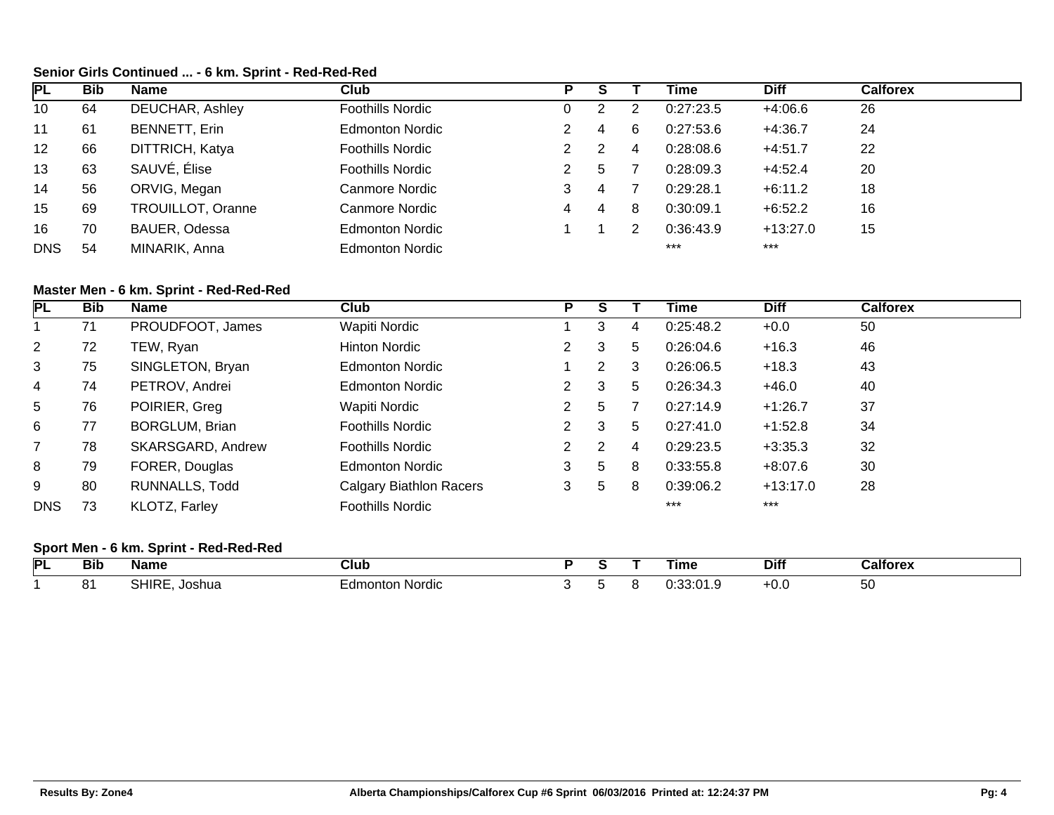### Senior Girls Continued ... - 6 km. Sprint - Red-Red-Red

| PL | Bib | Name | Club | P | S | T | Time | Diff | Calforex |
|---|---|---|---|---|---|---|---|---|---|
| 10 | 64 | DEUCHAR, Ashley | Foothills Nordic | 0 | 2 | 2 | 0:27:23.5 | +4:06.6 | 26 |
| 11 | 61 | BENNETT, Erin | Edmonton Nordic | 2 | 4 | 6 | 0:27:53.6 | +4:36.7 | 24 |
| 12 | 66 | DITTRICH, Katya | Foothills Nordic | 2 | 2 | 4 | 0:28:08.6 | +4:51.7 | 22 |
| 13 | 63 | SAUVÉ, Élise | Foothills Nordic | 2 | 5 | 7 | 0:28:09.3 | +4:52.4 | 20 |
| 14 | 56 | ORVIG, Megan | Canmore Nordic | 3 | 4 | 7 | 0:29:28.1 | +6:11.2 | 18 |
| 15 | 69 | TROUILLOT, Oranne | Canmore Nordic | 4 | 4 | 8 | 0:30:09.1 | +6:52.2 | 16 |
| 16 | 70 | BAUER, Odessa | Edmonton Nordic | 1 | 1 | 2 | 0:36:43.9 | +13:27.0 | 15 |
| DNS | 54 | MINARIK, Anna | Edmonton Nordic | | | | *** | *** | |

### Master Men - 6 km. Sprint - Red-Red-Red

| PL | Bib | Name | Club | P | S | T | Time | Diff | Calforex |
|---|---|---|---|---|---|---|---|---|---|
| 1 | 71 | PROUDFOOT, James | Wapiti Nordic | 1 | 3 | 4 | 0:25:48.2 | +0.0 | 50 |
| 2 | 72 | TEW, Ryan | Hinton Nordic | 2 | 3 | 5 | 0:26:04.6 | +16.3 | 46 |
| 3 | 75 | SINGLETON, Bryan | Edmonton Nordic | 1 | 2 | 3 | 0:26:06.5 | +18.3 | 43 |
| 4 | 74 | PETROV, Andrei | Edmonton Nordic | 2 | 3 | 5 | 0:26:34.3 | +46.0 | 40 |
| 5 | 76 | POIRIER, Greg | Wapiti Nordic | 2 | 5 | 7 | 0:27:14.9 | +1:26.7 | 37 |
| 6 | 77 | BORGLUM, Brian | Foothills Nordic | 2 | 3 | 5 | 0:27:41.0 | +1:52.8 | 34 |
| 7 | 78 | SKARSGARD, Andrew | Foothills Nordic | 2 | 2 | 4 | 0:29:23.5 | +3:35.3 | 32 |
| 8 | 79 | FORER, Douglas | Edmonton Nordic | 3 | 5 | 8 | 0:33:55.8 | +8:07.6 | 30 |
| 9 | 80 | RUNNALLS, Todd | Calgary Biathlon Racers | 3 | 5 | 8 | 0:39:06.2 | +13:17.0 | 28 |
| DNS | 73 | KLOTZ, Farley | Foothills Nordic | | | | *** | *** | |

### Sport Men - 6 km. Sprint - Red-Red-Red

| PL | Bib | Name | Club | P | S | T | Time | Diff | Calforex |
|---|---|---|---|---|---|---|---|---|---|
| 1 | 81 | SHIRE, Joshua | Edmonton Nordic | 3 | 5 | 8 | 0:33:01.9 | +0.0 | 50 |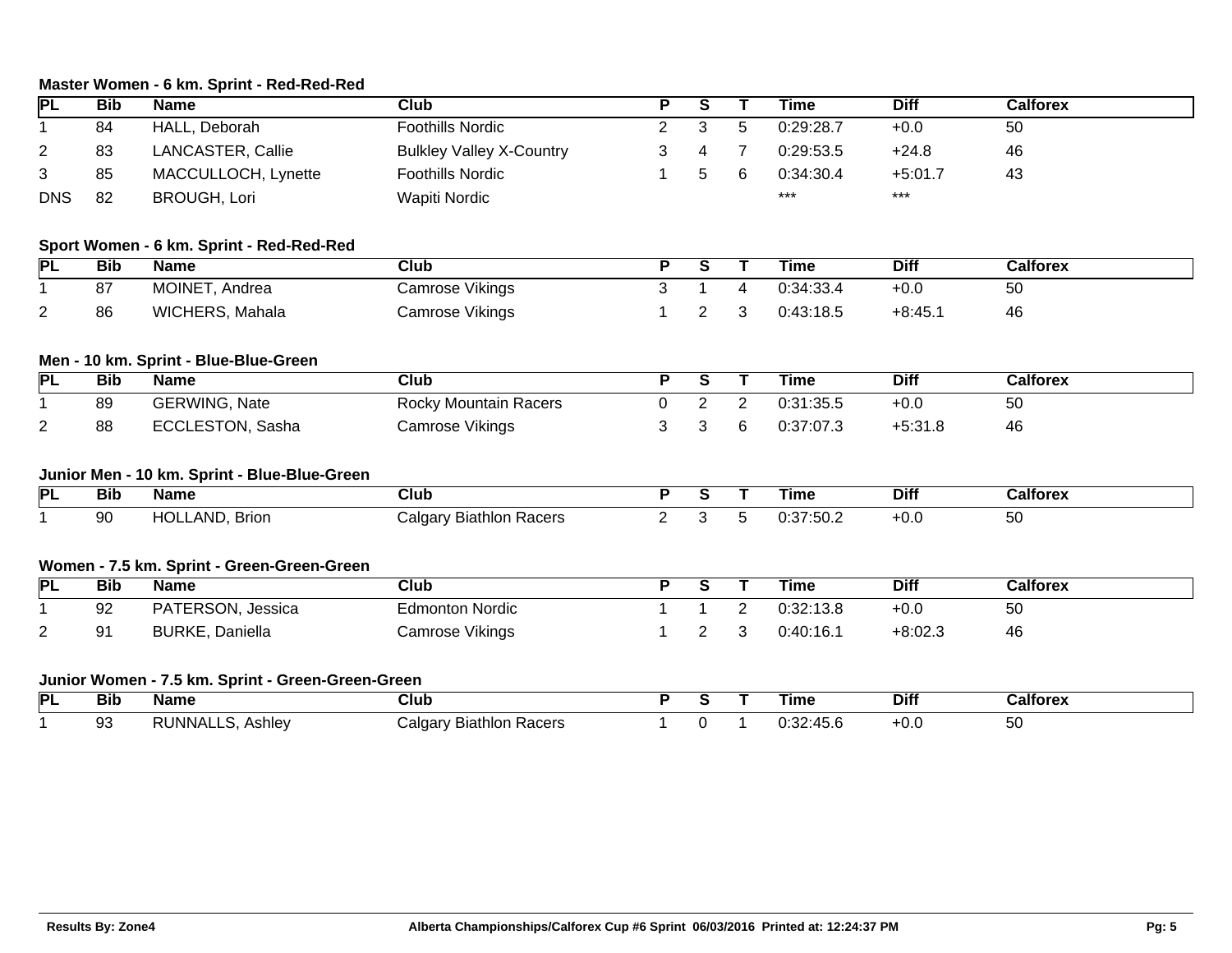### Master Women - 6 km. Sprint - Red-Red-Red

| PL | Bib | Name | Club | P | S | T | Time | Diff | Calforex |
|---|---|---|---|---|---|---|---|---|---|
| 1 | 84 | HALL, Deborah | Foothills Nordic | 2 | 3 | 5 | 0:29:28.7 | +0.0 | 50 |
| 2 | 83 | LANCASTER, Callie | Bulkley Valley X-Country | 3 | 4 | 7 | 0:29:53.5 | +24.8 | 46 |
| 3 | 85 | MACCULLOCH, Lynette | Foothills Nordic | 1 | 5 | 6 | 0:34:30.4 | +5:01.7 | 43 |
| DNS | 82 | BROUGH, Lori | Wapiti Nordic | | | | *** | *** | |

### Sport Women - 6 km. Sprint - Red-Red-Red

| PL | Bib | Name | Club | P | S | T | Time | Diff | Calforex |
|---|---|---|---|---|---|---|---|---|---|
| 1 | 87 | MOINET, Andrea | Camrose Vikings | 3 | 1 | 4 | 0:34:33.4 | +0.0 | 50 |
| 2 | 86 | WICHERS, Mahala | Camrose Vikings | 1 | 2 | 3 | 0:43:18.5 | +8:45.1 | 46 |

### Men - 10 km. Sprint - Blue-Blue-Green

| PL | Bib | Name | Club | P | S | T | Time | Diff | Calforex |
|---|---|---|---|---|---|---|---|---|---|
| 1 | 89 | GERWING, Nate | Rocky Mountain Racers | 0 | 2 | 2 | 0:31:35.5 | +0.0 | 50 |
| 2 | 88 | ECCLESTON, Sasha | Camrose Vikings | 3 | 3 | 6 | 0:37:07.3 | +5:31.8 | 46 |

### Junior Men - 10 km. Sprint - Blue-Blue-Green

| PL | Bib | Name | Club | P | S | T | Time | Diff | Calforex |
|---|---|---|---|---|---|---|---|---|---|
| 1 | 90 | HOLLAND, Brion | Calgary Biathlon Racers | 2 | 3 | 5 | 0:37:50.2 | +0.0 | 50 |

### Women - 7.5 km. Sprint - Green-Green-Green

| PL | Bib | Name | Club | P | S | T | Time | Diff | Calforex |
|---|---|---|---|---|---|---|---|---|---|
| 1 | 92 | PATERSON, Jessica | Edmonton Nordic | 1 | 1 | 2 | 0:32:13.8 | +0.0 | 50 |
| 2 | 91 | BURKE, Daniella | Camrose Vikings | 1 | 2 | 3 | 0:40:16.1 | +8:02.3 | 46 |

### Junior Women - 7.5 km. Sprint - Green-Green-Green

| PL | Bib | Name | Club | P | S | T | Time | Diff | Calforex |
|---|---|---|---|---|---|---|---|---|---|
| 1 | 93 | RUNNALLS, Ashley | Calgary Biathlon Racers | 1 | 0 | 1 | 0:32:45.6 | +0.0 | 50 |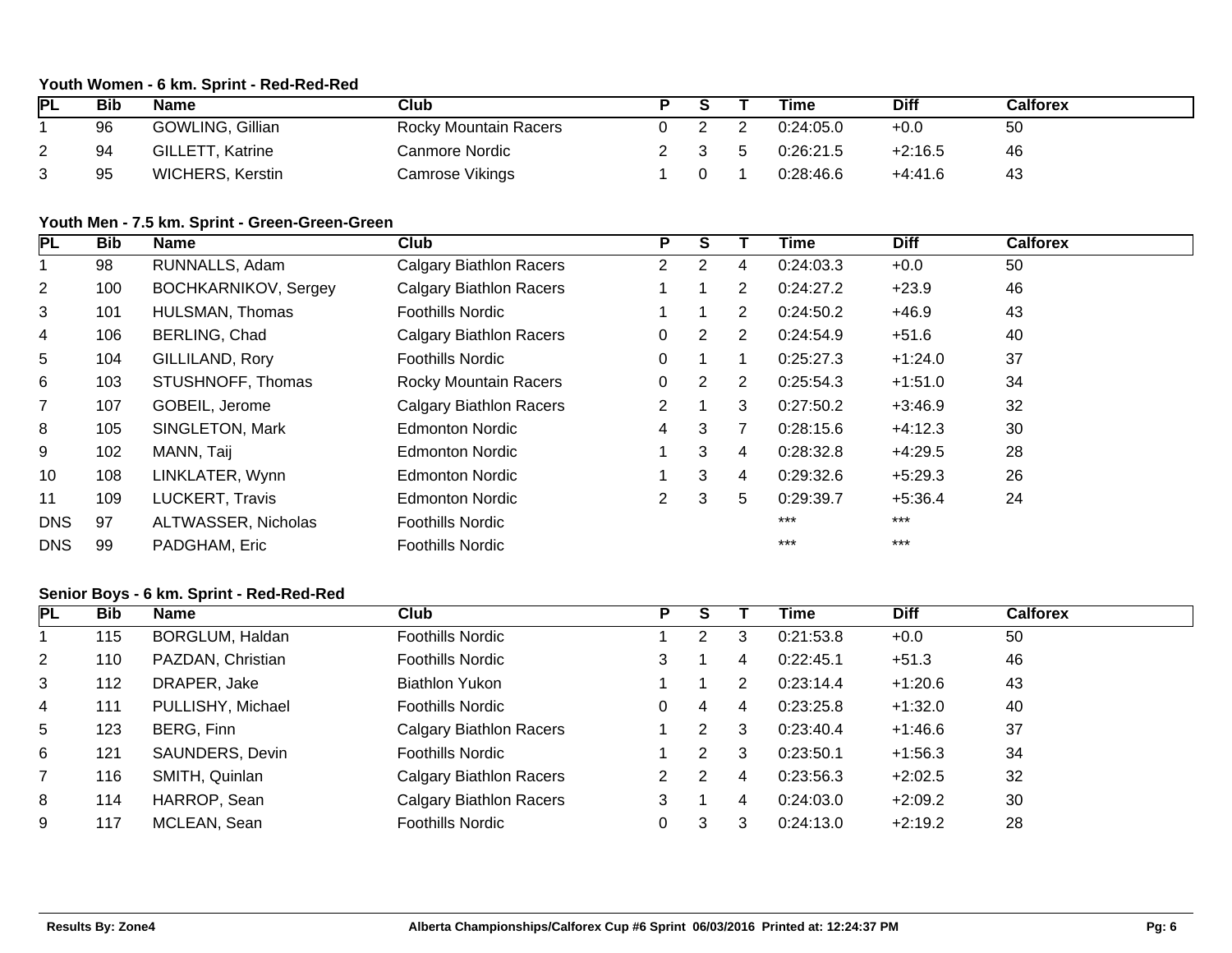### Youth Women - 6 km. Sprint - Red-Red-Red

| PL | Bib | Name | Club | P | S | T | Time | Diff | Calforex |
|---|---|---|---|---|---|---|---|---|---|
| 1 | 96 | GOWLING, Gillian | Rocky Mountain Racers | 0 | 2 | 2 | 0:24:05.0 | +0.0 | 50 |
| 2 | 94 | GILLETT, Katrine | Canmore Nordic | 2 | 3 | 5 | 0:26:21.5 | +2:16.5 | 46 |
| 3 | 95 | WICHERS, Kerstin | Camrose Vikings | 1 | 0 | 1 | 0:28:46.6 | +4:41.6 | 43 |

### Youth Men - 7.5 km. Sprint - Green-Green-Green

| PL | Bib | Name | Club | P | S | T | Time | Diff | Calforex |
|---|---|---|---|---|---|---|---|---|---|
| 1 | 98 | RUNNALLS, Adam | Calgary Biathlon Racers | 2 | 2 | 4 | 0:24:03.3 | +0.0 | 50 |
| 2 | 100 | BOCHKARNIKOV, Sergey | Calgary Biathlon Racers | 1 | 1 | 2 | 0:24:27.2 | +23.9 | 46 |
| 3 | 101 | HULSMAN, Thomas | Foothills Nordic | 1 | 1 | 2 | 0:24:50.2 | +46.9 | 43 |
| 4 | 106 | BERLING, Chad | Calgary Biathlon Racers | 0 | 2 | 2 | 0:24:54.9 | +51.6 | 40 |
| 5 | 104 | GILLILAND, Rory | Foothills Nordic | 0 | 1 | 1 | 0:25:27.3 | +1:24.0 | 37 |
| 6 | 103 | STUSHNOFF, Thomas | Rocky Mountain Racers | 0 | 2 | 2 | 0:25:54.3 | +1:51.0 | 34 |
| 7 | 107 | GOBEIL, Jerome | Calgary Biathlon Racers | 2 | 1 | 3 | 0:27:50.2 | +3:46.9 | 32 |
| 8 | 105 | SINGLETON, Mark | Edmonton Nordic | 4 | 3 | 7 | 0:28:15.6 | +4:12.3 | 30 |
| 9 | 102 | MANN, Taij | Edmonton Nordic | 1 | 3 | 4 | 0:28:32.8 | +4:29.5 | 28 |
| 10 | 108 | LINKLATER, Wynn | Edmonton Nordic | 1 | 3 | 4 | 0:29:32.6 | +5:29.3 | 26 |
| 11 | 109 | LUCKERT, Travis | Edmonton Nordic | 2 | 3 | 5 | 0:29:39.7 | +5:36.4 | 24 |
| DNS | 97 | ALTWASSER, Nicholas | Foothills Nordic | | | | *** | *** | |
| DNS | 99 | PADGHAM, Eric | Foothills Nordic | | | | *** | *** | |

### Senior Boys - 6 km. Sprint - Red-Red-Red

| PL | Bib | Name | Club | P | S | T | Time | Diff | Calforex |
|---|---|---|---|---|---|---|---|---|---|
| 1 | 115 | BORGLUM, Haldan | Foothills Nordic | 1 | 2 | 3 | 0:21:53.8 | +0.0 | 50 |
| 2 | 110 | PAZDAN, Christian | Foothills Nordic | 3 | 1 | 4 | 0:22:45.1 | +51.3 | 46 |
| 3 | 112 | DRAPER, Jake | Biathlon Yukon | 1 | 1 | 2 | 0:23:14.4 | +1:20.6 | 43 |
| 4 | 111 | PULLISHY, Michael | Foothills Nordic | 0 | 4 | 4 | 0:23:25.8 | +1:32.0 | 40 |
| 5 | 123 | BERG, Finn | Calgary Biathlon Racers | 1 | 2 | 3 | 0:23:40.4 | +1:46.6 | 37 |
| 6 | 121 | SAUNDERS, Devin | Foothills Nordic | 1 | 2 | 3 | 0:23:50.1 | +1:56.3 | 34 |
| 7 | 116 | SMITH, Quinlan | Calgary Biathlon Racers | 2 | 2 | 4 | 0:23:56.3 | +2:02.5 | 32 |
| 8 | 114 | HARROP, Sean | Calgary Biathlon Racers | 3 | 1 | 4 | 0:24:03.0 | +2:09.2 | 30 |
| 9 | 117 | MCLEAN, Sean | Foothills Nordic | 0 | 3 | 3 | 0:24:13.0 | +2:19.2 | 28 |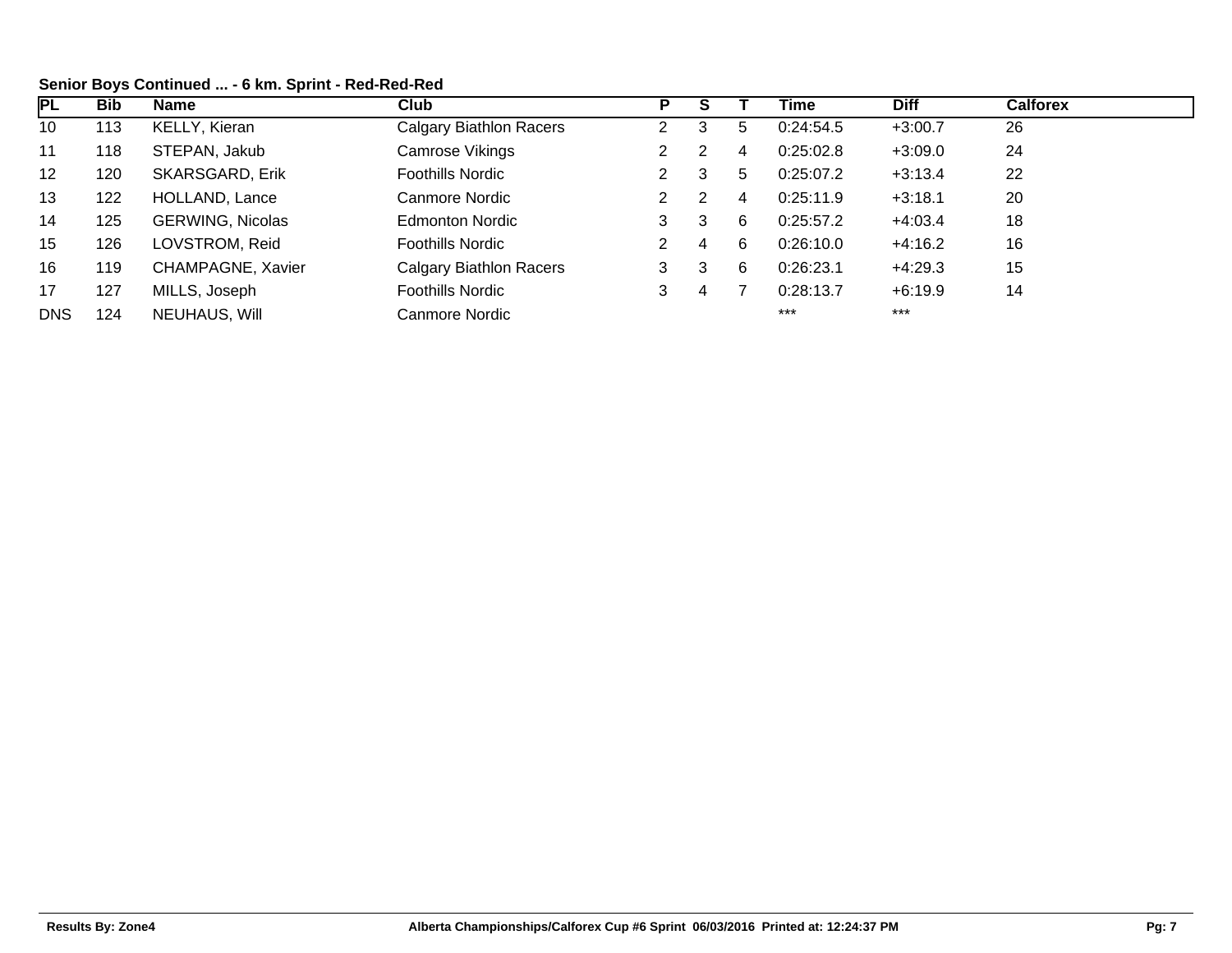**Senior Boys Continued ... - 6 km. Sprint - Red-Red-Red**

| PL | Bib | Name | Club | P | S | T | Time | Diff | Calforex |
|---|---|---|---|---|---|---|---|---|---|
| 10 | 113 | KELLY, Kieran | Calgary Biathlon Racers | 2 | 3 | 5 | 0:24:54.5 | +3:00.7 | 26 |
| 11 | 118 | STEPAN, Jakub | Camrose Vikings | 2 | 2 | 4 | 0:25:02.8 | +3:09.0 | 24 |
| 12 | 120 | SKARSGARD, Erik | Foothills Nordic | 2 | 3 | 5 | 0:25:07.2 | +3:13.4 | 22 |
| 13 | 122 | HOLLAND, Lance | Canmore Nordic | 2 | 2 | 4 | 0:25:11.9 | +3:18.1 | 20 |
| 14 | 125 | GERWING, Nicolas | Edmonton Nordic | 3 | 3 | 6 | 0:25:57.2 | +4:03.4 | 18 |
| 15 | 126 | LOVSTROM, Reid | Foothills Nordic | 2 | 4 | 6 | 0:26:10.0 | +4:16.2 | 16 |
| 16 | 119 | CHAMPAGNE, Xavier | Calgary Biathlon Racers | 3 | 3 | 6 | 0:26:23.1 | +4:29.3 | 15 |
| 17 | 127 | MILLS, Joseph | Foothills Nordic | 3 | 4 | 7 | 0:28:13.7 | +6:19.9 | 14 |
| DNS | 124 | NEUHAUS, Will | Canmore Nordic | | | | *** | *** | |

Results By: Zone4 Alberta Championships/Calforex Cup #6 Sprint 06/03/2016 Printed at: 12:24:37 PM